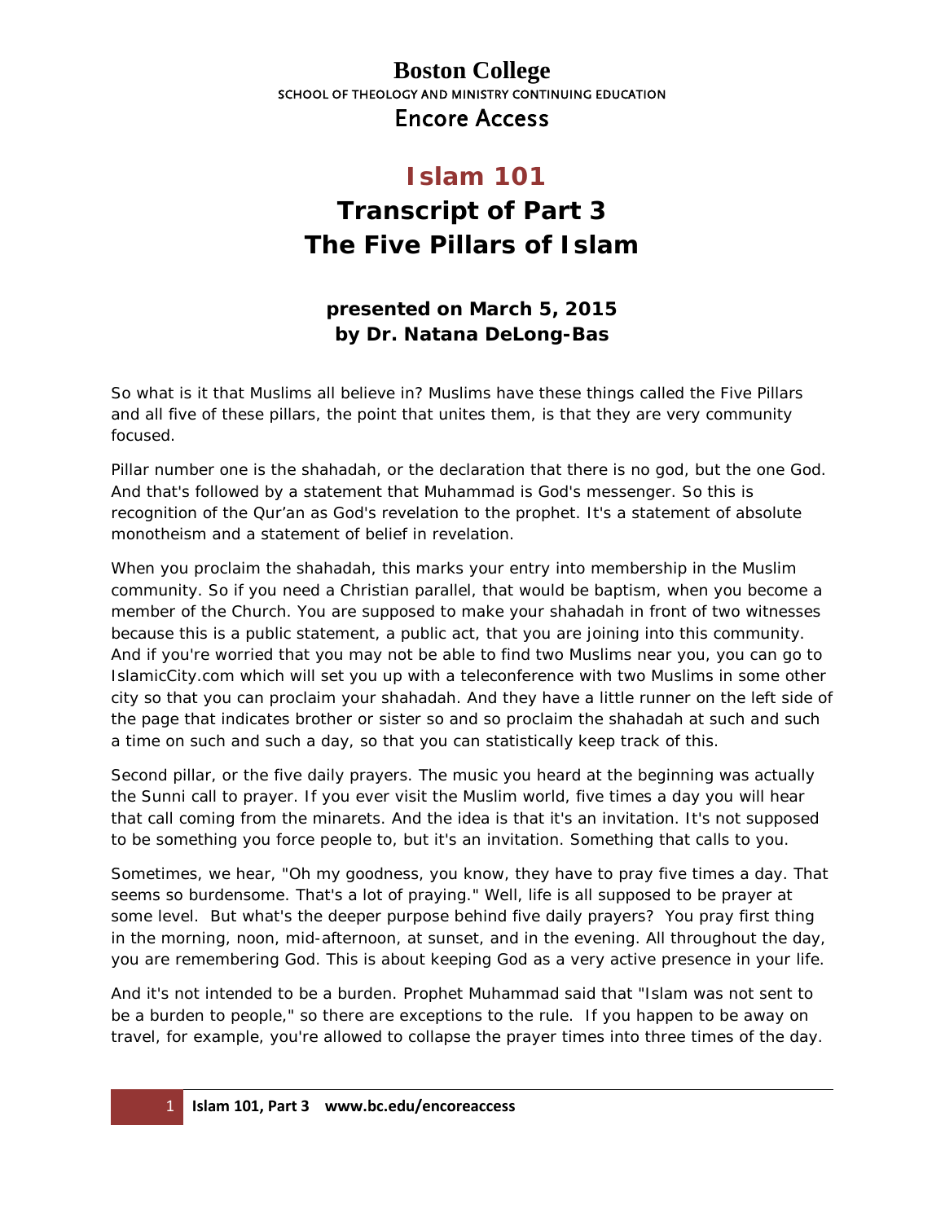**Boston College**

SCHOOL OF THEOLOGY AND MINISTRY CONTINUING EDUCATION

Encore Access

# Islam 101

# Transcript of Part 3
# The Five Pillars of Islam

**presented on March 5, 2015**
**by Dr. Natana DeLong-Bas**

So what is it that Muslims all believe in? Muslims have these things called the Five Pillars and all five of these pillars, the point that unites them, is that they are very community focused.

Pillar number one is the shahadah, or the declaration that there is no god, but the one God. And that's followed by a statement that Muhammad is God's messenger. So this is recognition of the Qur'an as God's revelation to the prophet. It's a statement of absolute monotheism and a statement of belief in revelation.

When you proclaim the shahadah, this marks your entry into membership in the Muslim community. So if you need a Christian parallel, that would be baptism, when you become a member of the Church. You are supposed to make your shahadah in front of two witnesses because this is a public statement, a public act, that you are joining into this community. And if you're worried that you may not be able to find two Muslims near you, you can go to IslamicCity.com which will set you up with a teleconference with two Muslims in some other city so that you can proclaim your shahadah. And they have a little runner on the left side of the page that indicates brother or sister so and so proclaim the shahadah at such and such a time on such and such a day, so that you can statistically keep track of this.

Second pillar, or the five daily prayers. The music you heard at the beginning was actually the Sunni call to prayer. If you ever visit the Muslim world, five times a day you will hear that call coming from the minarets. And the idea is that it's an invitation. It's not supposed to be something you force people to, but it's an invitation. Something that calls to you.

Sometimes, we hear, "Oh my goodness, you know, they have to pray five times a day. That seems so burdensome. That's a lot of praying." Well, life is all supposed to be prayer at some level. But what's the deeper purpose behind five daily prayers? You pray first thing in the morning, noon, mid-afternoon, at sunset, and in the evening. All throughout the day, you are remembering God. This is about keeping God as a very active presence in your life.

And it's not intended to be a burden. Prophet Muhammad said that "Islam was not sent to be a burden to people," so there are exceptions to the rule. If you happen to be away on travel, for example, you're allowed to collapse the prayer times into three times of the day.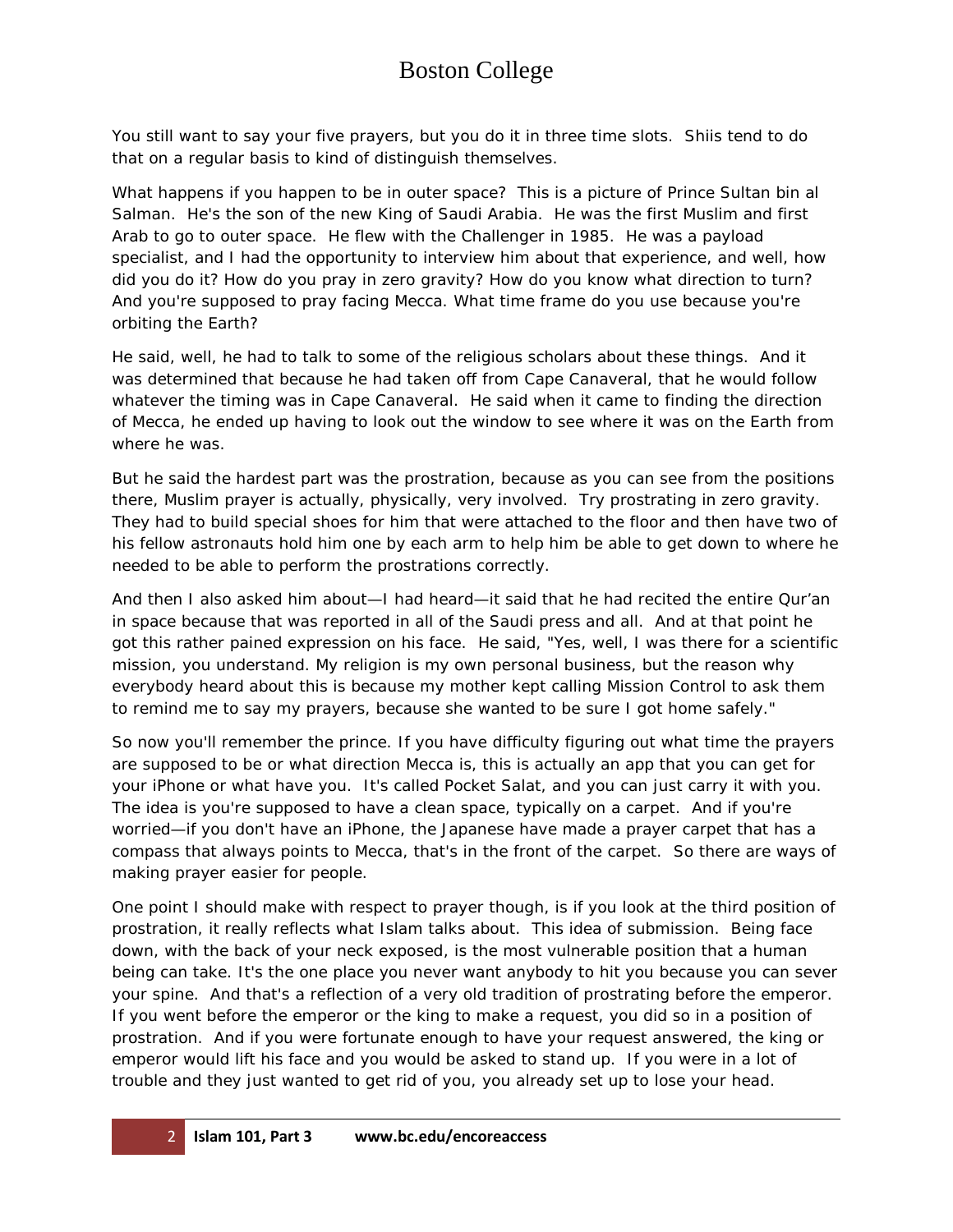You still want to say your five prayers, but you do it in three time slots. Shiis tend to do that on a regular basis to kind of distinguish themselves.

What happens if you happen to be in outer space? This is a picture of Prince Sultan bin al Salman. He's the son of the new King of Saudi Arabia. He was the first Muslim and first Arab to go to outer space. He flew with the Challenger in 1985. He was a payload specialist, and I had the opportunity to interview him about that experience, and well, how did you do it? How do you pray in zero gravity? How do you know what direction to turn? And you're supposed to pray facing Mecca. What time frame do you use because you're orbiting the Earth?

He said, well, he had to talk to some of the religious scholars about these things. And it was determined that because he had taken off from Cape Canaveral, that he would follow whatever the timing was in Cape Canaveral. He said when it came to finding the direction of Mecca, he ended up having to look out the window to see where it was on the Earth from where he was.

But he said the hardest part was the prostration, because as you can see from the positions there, Muslim prayer is actually, physically, very involved. Try prostrating in zero gravity. They had to build special shoes for him that were attached to the floor and then have two of his fellow astronauts hold him one by each arm to help him be able to get down to where he needed to be able to perform the prostrations correctly.

And then I also asked him about—I had heard—it said that he had recited the entire Qur'an in space because that was reported in all of the Saudi press and all. And at that point he got this rather pained expression on his face. He said, "Yes, well, I was there for a scientific mission, you understand. My religion is my own personal business, but the reason why everybody heard about this is because my mother kept calling Mission Control to ask them to remind me to say my prayers, because she wanted to be sure I got home safely."

So now you'll remember the prince. If you have difficulty figuring out what time the prayers are supposed to be or what direction Mecca is, this is actually an app that you can get for your iPhone or what have you. It's called Pocket Salat, and you can just carry it with you. The idea is you're supposed to have a clean space, typically on a carpet. And if you're worried—if you don't have an iPhone, the Japanese have made a prayer carpet that has a compass that always points to Mecca, that's in the front of the carpet. So there are ways of making prayer easier for people.

One point I should make with respect to prayer though, is if you look at the third position of prostration, it really reflects what Islam talks about. This idea of submission. Being face down, with the back of your neck exposed, is the most vulnerable position that a human being can take. It's the one place you never want anybody to hit you because you can sever your spine. And that's a reflection of a very old tradition of prostrating before the emperor. If you went before the emperor or the king to make a request, you did so in a position of prostration. And if you were fortunate enough to have your request answered, the king or emperor would lift his face and you would be asked to stand up. If you were in a lot of trouble and they just wanted to get rid of you, you already set up to lose your head.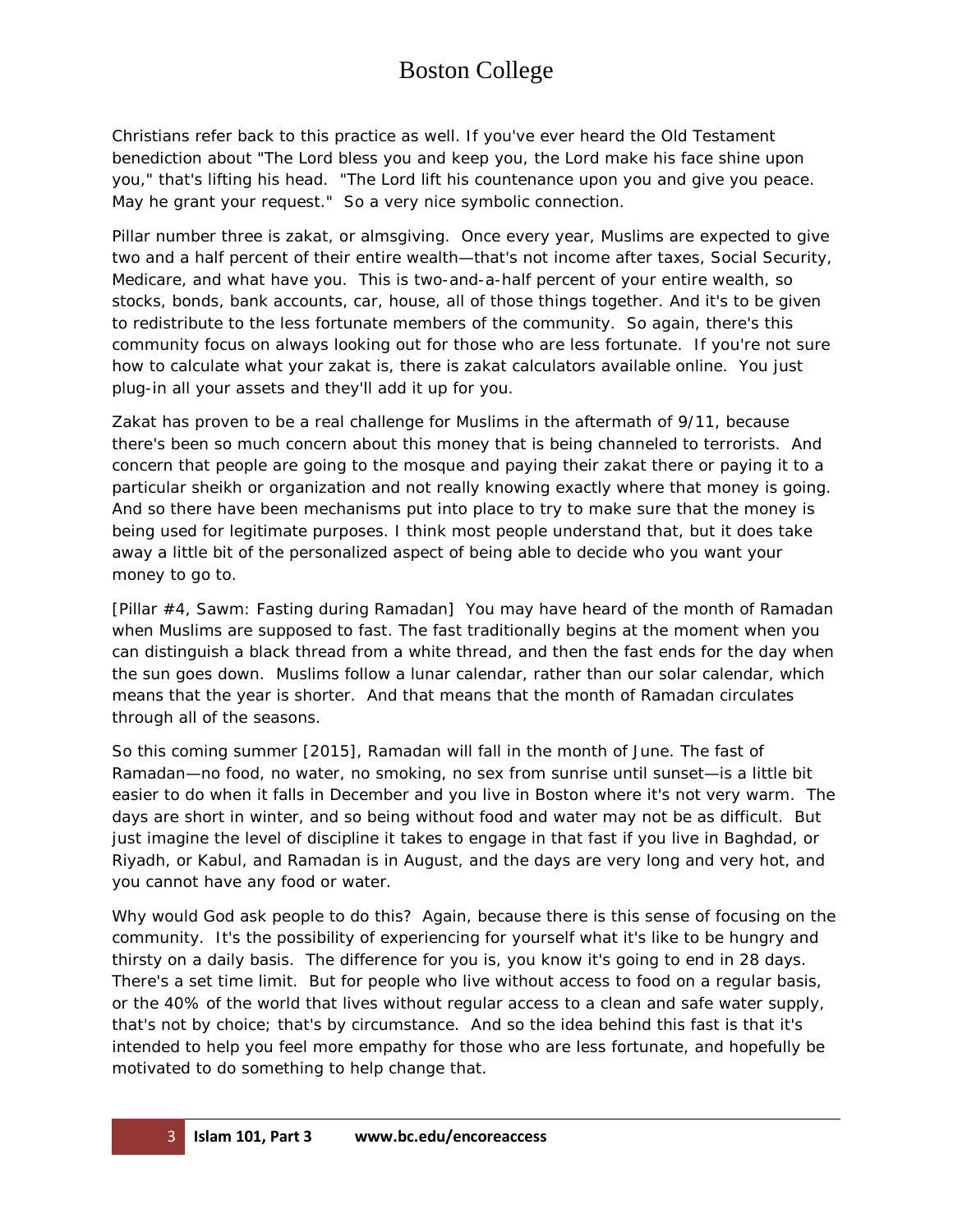Christians refer back to this practice as well. If you've ever heard the Old Testament benediction about "The Lord bless you and keep you, the Lord make his face shine upon you," that's lifting his head. "The Lord lift his countenance upon you and give you peace. May he grant your request." So a very nice symbolic connection.

Pillar number three is zakat, or almsgiving. Once every year, Muslims are expected to give two and a half percent of their entire wealth—that's not income after taxes, Social Security, Medicare, and what have you. This is two-and-a-half percent of your entire wealth, so stocks, bonds, bank accounts, car, house, all of those things together. And it's to be given to redistribute to the less fortunate members of the community. So again, there's this community focus on always looking out for those who are less fortunate. If you're not sure how to calculate what your zakat is, there is zakat calculators available online. You just plug-in all your assets and they'll add it up for you.

Zakat has proven to be a real challenge for Muslims in the aftermath of 9/11, because there's been so much concern about this money that is being channeled to terrorists. And concern that people are going to the mosque and paying their zakat there or paying it to a particular sheikh or organization and not really knowing exactly where that money is going. And so there have been mechanisms put into place to try to make sure that the money is being used for legitimate purposes. I think most people understand that, but it does take away a little bit of the personalized aspect of being able to decide who you want your money to go to.

[Pillar #4, Sawm: Fasting during Ramadan] You may have heard of the month of Ramadan when Muslims are supposed to fast. The fast traditionally begins at the moment when you can distinguish a black thread from a white thread, and then the fast ends for the day when the sun goes down. Muslims follow a lunar calendar, rather than our solar calendar, which means that the year is shorter. And that means that the month of Ramadan circulates through all of the seasons.

So this coming summer [2015], Ramadan will fall in the month of June. The fast of Ramadan—no food, no water, no smoking, no sex from sunrise until sunset—is a little bit easier to do when it falls in December and you live in Boston where it's not very warm. The days are short in winter, and so being without food and water may not be as difficult. But just imagine the level of discipline it takes to engage in that fast if you live in Baghdad, or Riyadh, or Kabul, and Ramadan is in August, and the days are very long and very hot, and you cannot have any food or water.

Why would God ask people to do this? Again, because there is this sense of focusing on the community. It's the possibility of experiencing for yourself what it's like to be hungry and thirsty on a daily basis. The difference for you is, you know it's going to end in 28 days. There's a set time limit. But for people who live without access to food on a regular basis, or the 40% of the world that lives without regular access to a clean and safe water supply, that's not by choice; that's by circumstance. And so the idea behind this fast is that it's intended to help you feel more empathy for those who are less fortunate, and hopefully be motivated to do something to help change that.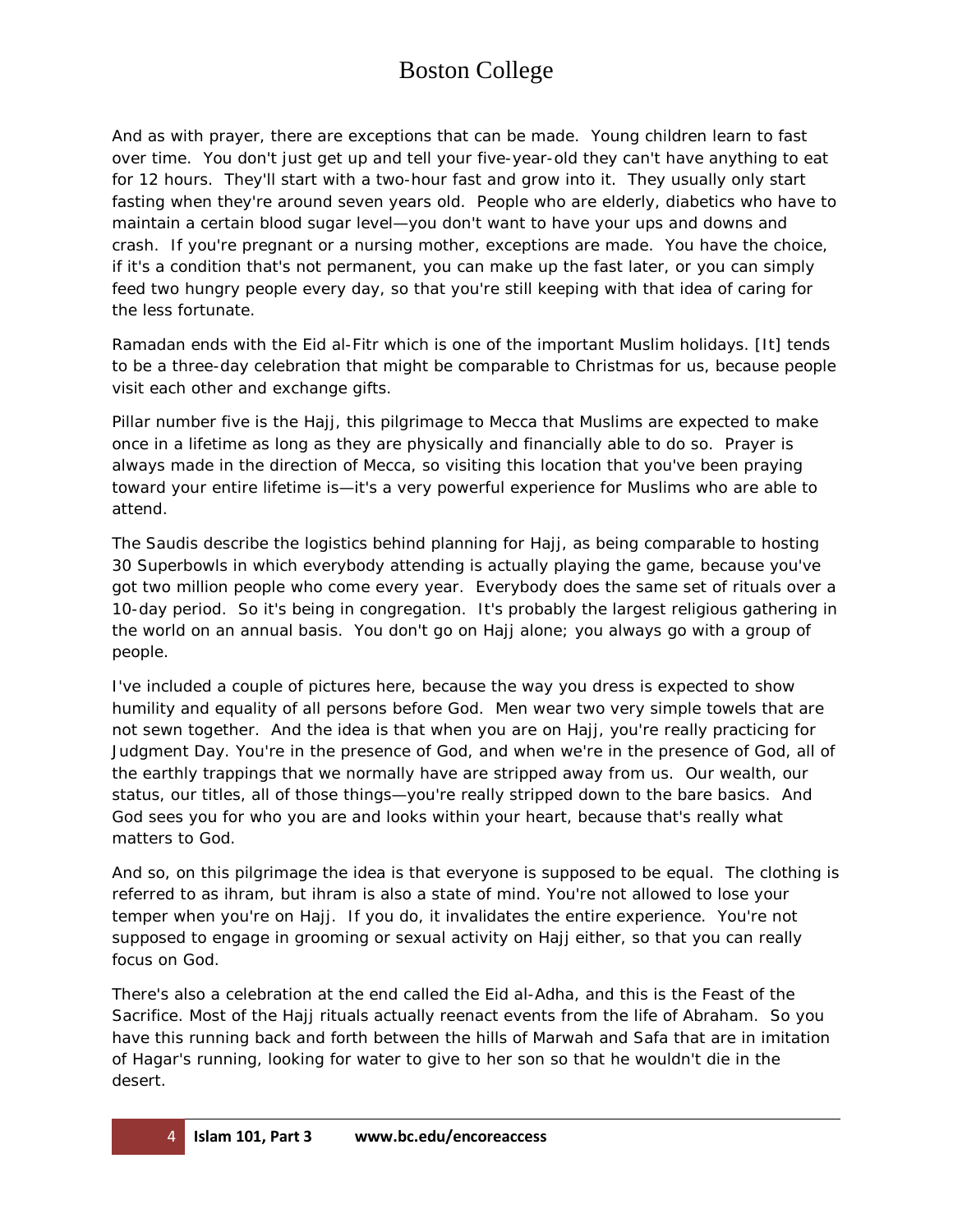And as with prayer, there are exceptions that can be made. Young children learn to fast over time. You don't just get up and tell your five-year-old they can't have anything to eat for 12 hours. They'll start with a two-hour fast and grow into it. They usually only start fasting when they're around seven years old. People who are elderly, diabetics who have to maintain a certain blood sugar level—you don't want to have your ups and downs and crash. If you're pregnant or a nursing mother, exceptions are made. You have the choice, if it's a condition that's not permanent, you can make up the fast later, or you can simply feed two hungry people every day, so that you're still keeping with that idea of caring for the less fortunate.

Ramadan ends with the Eid al-Fitr which is one of the important Muslim holidays. [It] tends to be a three-day celebration that might be comparable to Christmas for us, because people visit each other and exchange gifts.

Pillar number five is the Hajj, this pilgrimage to Mecca that Muslims are expected to make once in a lifetime as long as they are physically and financially able to do so. Prayer is always made in the direction of Mecca, so visiting this location that you've been praying toward your entire lifetime is—it's a very powerful experience for Muslims who are able to attend.

The Saudis describe the logistics behind planning for Hajj, as being comparable to hosting 30 Superbowls in which everybody attending is actually playing the game, because you've got two million people who come every year. Everybody does the same set of rituals over a 10-day period. So it's being in congregation. It's probably the largest religious gathering in the world on an annual basis. You don't go on Hajj alone; you always go with a group of people.

I've included a couple of pictures here, because the way you dress is expected to show humility and equality of all persons before God. Men wear two very simple towels that are not sewn together. And the idea is that when you are on Hajj, you're really practicing for Judgment Day. You're in the presence of God, and when we're in the presence of God, all of the earthly trappings that we normally have are stripped away from us. Our wealth, our status, our titles, all of those things—you're really stripped down to the bare basics. And God sees you for who you are and looks within your heart, because that's really what matters to God.

And so, on this pilgrimage the idea is that everyone is supposed to be equal. The clothing is referred to as ihram, but ihram is also a state of mind. You're not allowed to lose your temper when you're on Hajj. If you do, it invalidates the entire experience. You're not supposed to engage in grooming or sexual activity on Hajj either, so that you can really focus on God.

There's also a celebration at the end called the Eid al-Adha, and this is the Feast of the Sacrifice. Most of the Hajj rituals actually reenact events from the life of Abraham. So you have this running back and forth between the hills of Marwah and Safa that are in imitation of Hagar's running, looking for water to give to her son so that he wouldn't die in the desert.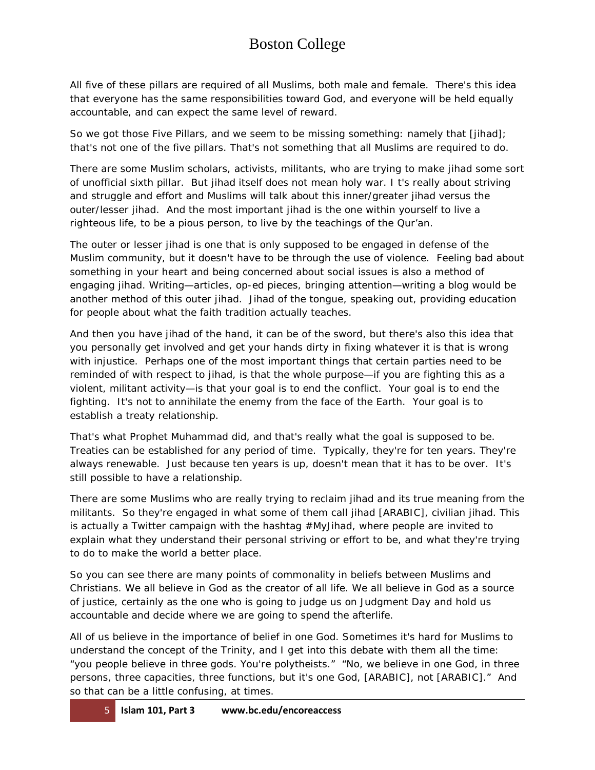All five of these pillars are required of all Muslims, both male and female. There's this idea that everyone has the same responsibilities toward God, and everyone will be held equally accountable, and can expect the same level of reward.

So we got those Five Pillars, and we seem to be missing something: namely that [jihad]; that's not one of the five pillars. That's not something that all Muslims are required to do.

There are some Muslim scholars, activists, militants, who are trying to make jihad some sort of unofficial sixth pillar. But jihad itself does not mean holy war. I t's really about striving and struggle and effort and Muslims will talk about this inner/greater jihad versus the outer/lesser jihad. And the most important jihad is the one within yourself to live a righteous life, to be a pious person, to live by the teachings of the Qur'an.

The outer or lesser jihad is one that is only supposed to be engaged in defense of the Muslim community, but it doesn't have to be through the use of violence. Feeling bad about something in your heart and being concerned about social issues is also a method of engaging jihad. Writing—articles, op-ed pieces, bringing attention—writing a blog would be another method of this outer jihad. Jihad of the tongue, speaking out, providing education for people about what the faith tradition actually teaches.

And then you have jihad of the hand, it can be of the sword, but there's also this idea that you personally get involved and get your hands dirty in fixing whatever it is that is wrong with injustice. Perhaps one of the most important things that certain parties need to be reminded of with respect to jihad, is that the whole purpose—if you are fighting this as a violent, militant activity—is that your goal is to end the conflict. Your goal is to end the fighting. It's not to annihilate the enemy from the face of the Earth. Your goal is to establish a treaty relationship.

That's what Prophet Muhammad did, and that's really what the goal is supposed to be. Treaties can be established for any period of time. Typically, they're for ten years. They're always renewable. Just because ten years is up, doesn't mean that it has to be over. It's still possible to have a relationship.

There are some Muslims who are really trying to reclaim jihad and its true meaning from the militants. So they're engaged in what some of them call jihad [ARABIC], civilian jihad. This is actually a Twitter campaign with the hashtag #MyJihad, where people are invited to explain what they understand their personal striving or effort to be, and what they're trying to do to make the world a better place.

So you can see there are many points of commonality in beliefs between Muslims and Christians. We all believe in God as the creator of all life. We all believe in God as a source of justice, certainly as the one who is going to judge us on Judgment Day and hold us accountable and decide where we are going to spend the afterlife.

All of us believe in the importance of belief in one God. Sometimes it's hard for Muslims to understand the concept of the Trinity, and I get into this debate with them all the time: "you people believe in three gods. You're polytheists." "No, we believe in one God, in three persons, three capacities, three functions, but it's one God, [ARABIC], not [ARABIC]." And so that can be a little confusing, at times.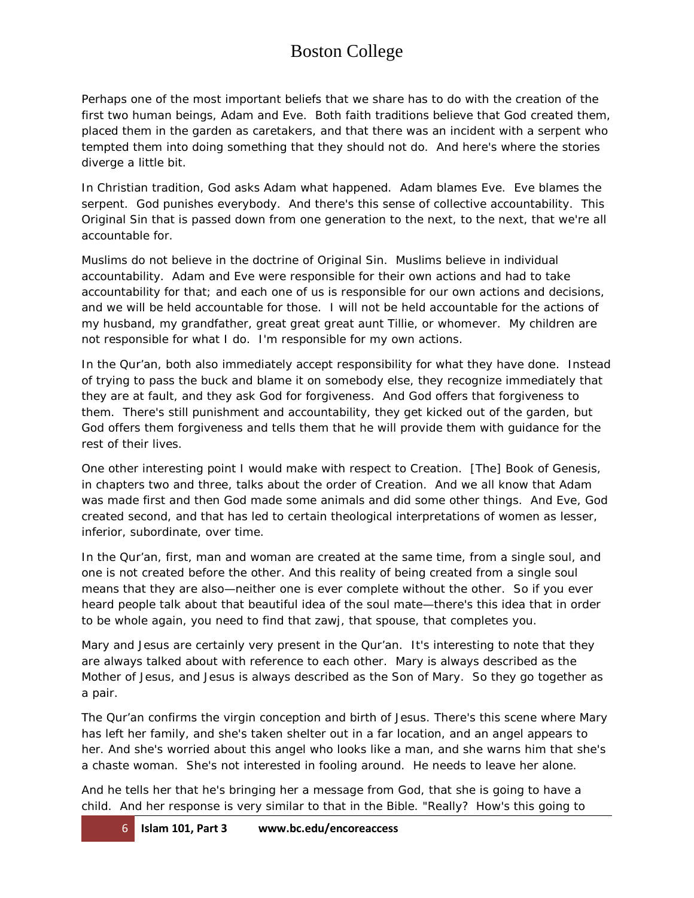Perhaps one of the most important beliefs that we share has to do with the creation of the first two human beings, Adam and Eve. Both faith traditions believe that God created them, placed them in the garden as caretakers, and that there was an incident with a serpent who tempted them into doing something that they should not do. And here's where the stories diverge a little bit.

In Christian tradition, God asks Adam what happened. Adam blames Eve. Eve blames the serpent. God punishes everybody. And there's this sense of collective accountability. This Original Sin that is passed down from one generation to the next, to the next, that we're all accountable for.

Muslims do not believe in the doctrine of Original Sin. Muslims believe in individual accountability. Adam and Eve were responsible for their own actions and had to take accountability for that; and each one of us is responsible for our own actions and decisions, and we will be held accountable for those. I will not be held accountable for the actions of my husband, my grandfather, great great great aunt Tillie, or whomever. My children are not responsible for what I do. I'm responsible for my own actions.

In the Qur'an, both also immediately accept responsibility for what they have done. Instead of trying to pass the buck and blame it on somebody else, they recognize immediately that they are at fault, and they ask God for forgiveness. And God offers that forgiveness to them. There's still punishment and accountability, they get kicked out of the garden, but God offers them forgiveness and tells them that he will provide them with guidance for the rest of their lives.

One other interesting point I would make with respect to Creation. [The] Book of Genesis, in chapters two and three, talks about the order of Creation. And we all know that Adam was made first and then God made some animals and did some other things. And Eve, God created second, and that has led to certain theological interpretations of women as lesser, inferior, subordinate, over time.

In the Qur'an, first, man and woman are created at the same time, from a single soul, and one is not created before the other. And this reality of being created from a single soul means that they are also—neither one is ever complete without the other. So if you ever heard people talk about that beautiful idea of the soul mate—there's this idea that in order to be whole again, you need to find that zawj, that spouse, that completes you.

Mary and Jesus are certainly very present in the Qur'an. It's interesting to note that they are always talked about with reference to each other. Mary is always described as the Mother of Jesus, and Jesus is always described as the Son of Mary. So they go together as a pair.

The Qur'an confirms the virgin conception and birth of Jesus. There's this scene where Mary has left her family, and she's taken shelter out in a far location, and an angel appears to her. And she's worried about this angel who looks like a man, and she warns him that she's a chaste woman. She's not interested in fooling around. He needs to leave her alone.

And he tells her that he's bringing her a message from God, that she is going to have a child. And her response is very similar to that in the Bible. "Really? How's this going to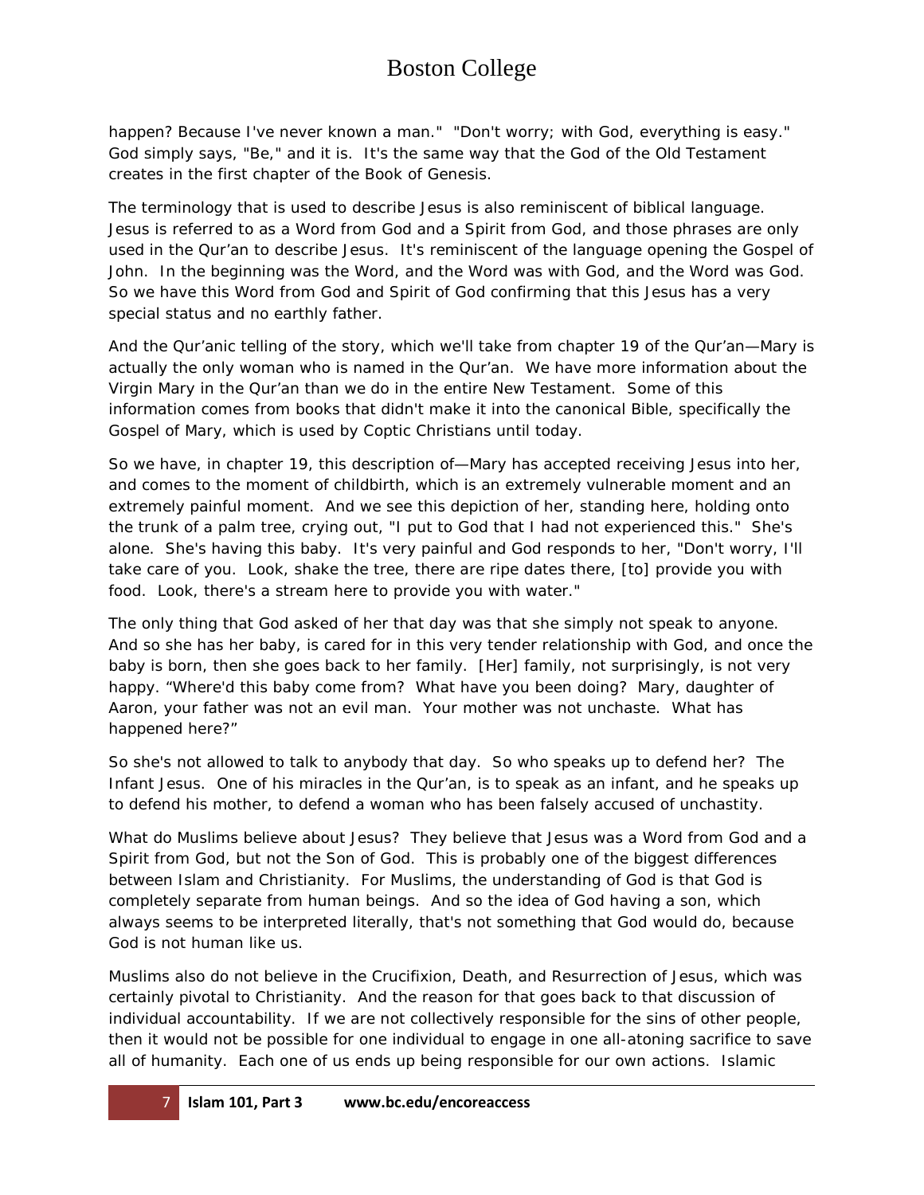happen? Because I've never known a man." "Don't worry; with God, everything is easy." God simply says, "Be," and it is. It's the same way that the God of the Old Testament creates in the first chapter of the Book of Genesis.

The terminology that is used to describe Jesus is also reminiscent of biblical language. Jesus is referred to as a Word from God and a Spirit from God, and those phrases are only used in the Qur'an to describe Jesus. It's reminiscent of the language opening the Gospel of John. In the beginning was the Word, and the Word was with God, and the Word was God. So we have this Word from God and Spirit of God confirming that this Jesus has a very special status and no earthly father.

And the Qur'anic telling of the story, which we'll take from chapter 19 of the Qur'an—Mary is actually the only woman who is named in the Qur'an. We have more information about the Virgin Mary in the Qur'an than we do in the entire New Testament. Some of this information comes from books that didn't make it into the canonical Bible, specifically the Gospel of Mary, which is used by Coptic Christians until today.

So we have, in chapter 19, this description of—Mary has accepted receiving Jesus into her, and comes to the moment of childbirth, which is an extremely vulnerable moment and an extremely painful moment. And we see this depiction of her, standing here, holding onto the trunk of a palm tree, crying out, "I put to God that I had not experienced this." She's alone. She's having this baby. It's very painful and God responds to her, "Don't worry, I'll take care of you. Look, shake the tree, there are ripe dates there, [to] provide you with food. Look, there's a stream here to provide you with water."

The only thing that God asked of her that day was that she simply not speak to anyone. And so she has her baby, is cared for in this very tender relationship with God, and once the baby is born, then she goes back to her family. [Her] family, not surprisingly, is not very happy. "Where'd this baby come from? What have you been doing? Mary, daughter of Aaron, your father was not an evil man. Your mother was not unchaste. What has happened here?"

So she's not allowed to talk to anybody that day. So who speaks up to defend her? The Infant Jesus. One of his miracles in the Qur'an, is to speak as an infant, and he speaks up to defend his mother, to defend a woman who has been falsely accused of unchastity.

What do Muslims believe about Jesus? They believe that Jesus was a Word from God and a Spirit from God, but not the Son of God. This is probably one of the biggest differences between Islam and Christianity. For Muslims, the understanding of God is that God is completely separate from human beings. And so the idea of God having a son, which always seems to be interpreted literally, that's not something that God would do, because God is not human like us.

Muslims also do not believe in the Crucifixion, Death, and Resurrection of Jesus, which was certainly pivotal to Christianity. And the reason for that goes back to that discussion of individual accountability. If we are not collectively responsible for the sins of other people, then it would not be possible for one individual to engage in one all-atoning sacrifice to save all of humanity. Each one of us ends up being responsible for our own actions. Islamic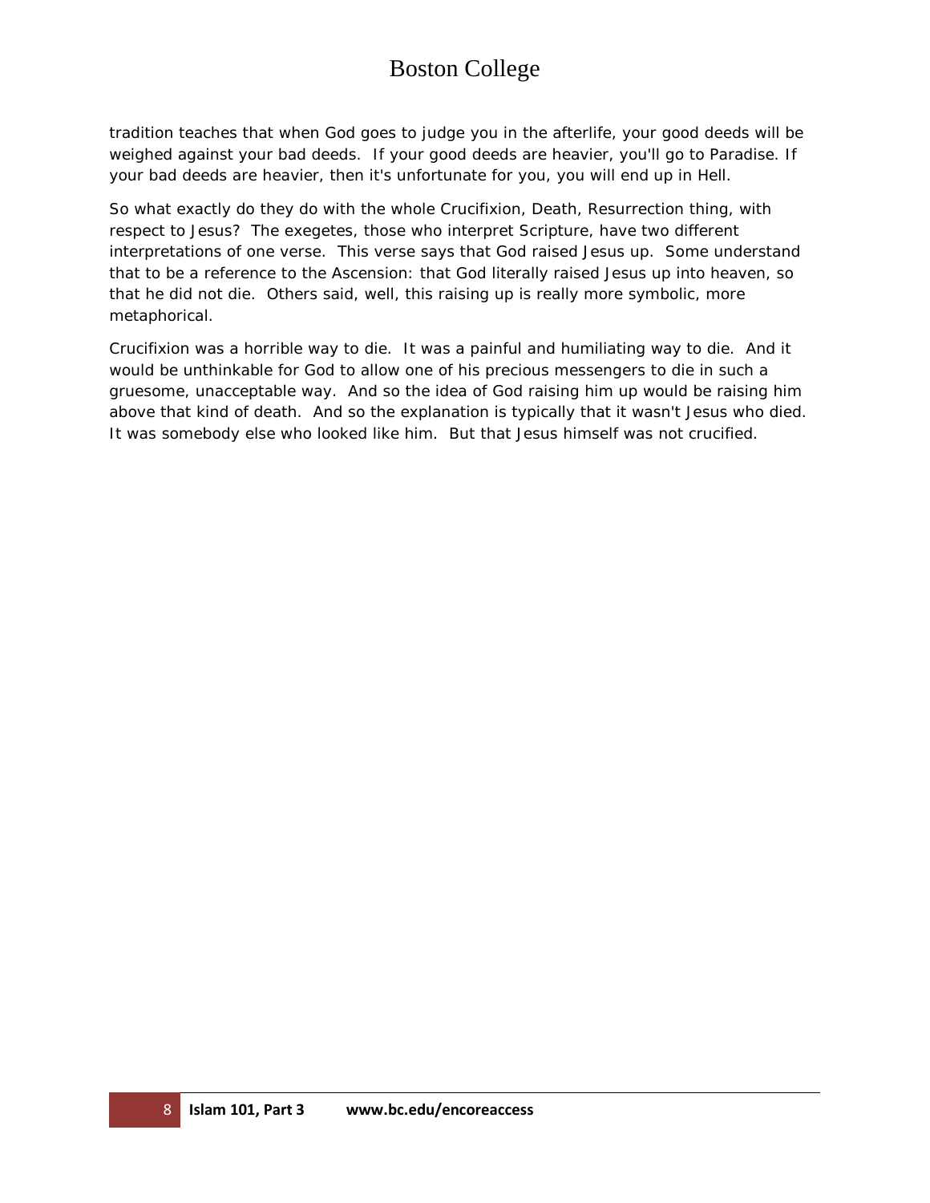tradition teaches that when God goes to judge you in the afterlife, your good deeds will be weighed against your bad deeds. If your good deeds are heavier, you'll go to Paradise. If your bad deeds are heavier, then it's unfortunate for you, you will end up in Hell.

So what exactly do they do with the whole Crucifixion, Death, Resurrection thing, with respect to Jesus? The exegetes, those who interpret Scripture, have two different interpretations of one verse. This verse says that God raised Jesus up. Some understand that to be a reference to the Ascension: that God literally raised Jesus up into heaven, so that he did not die. Others said, well, this raising up is really more symbolic, more metaphorical.

Crucifixion was a horrible way to die. It was a painful and humiliating way to die. And it would be unthinkable for God to allow one of his precious messengers to die in such a gruesome, unacceptable way. And so the idea of God raising him up would be raising him above that kind of death. And so the explanation is typically that it wasn't Jesus who died. It was somebody else who looked like him. But that Jesus himself was not crucified.